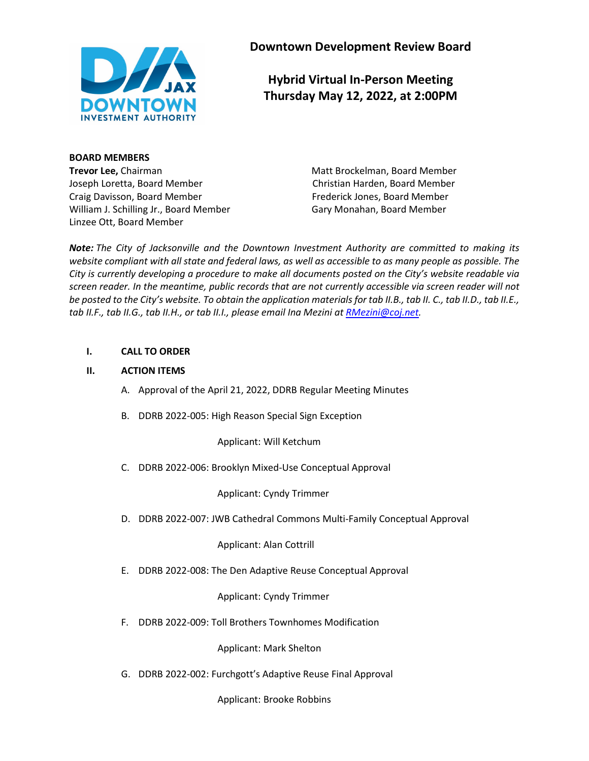# Downtown Development Review Board

## Hybrid Virtual In-Person Meeting
## Thursday May 12, 2022, at 2:00PM

**BOARD MEMBERS**

**Trevor Lee,** Chairman
Joseph Loretta, Board Member
Craig Davisson, Board Member
William J. Schilling Jr., Board Member
Linzee Ott, Board Member
Matt Brockelman, Board Member
Christian Harden, Board Member
Frederick Jones, Board Member
Gary Monahan, Board Member

***Note:*** *The City of Jacksonville and the Downtown Investment Authority are committed to making its website compliant with all state and federal laws, as well as accessible to as many people as possible. The City is currently developing a procedure to make all documents posted on the City's website readable via screen reader. In the meantime, public records that are not currently accessible via screen reader will not be posted to the City's website. To obtain the application materials for tab II.B., tab II. C., tab II.D., tab II.E., tab II.F., tab II.G., tab II.H., or tab II.I., please email Ina Mezini at RMezini@coj.net.*

**I. CALL TO ORDER**

**II. ACTION ITEMS**

A. Approval of the April 21, 2022, DDRB Regular Meeting Minutes

B. DDRB 2022-005: High Reason Special Sign Exception

Applicant: Will Ketchum

C. DDRB 2022-006: Brooklyn Mixed-Use Conceptual Approval

Applicant: Cyndy Trimmer

D. DDRB 2022-007: JWB Cathedral Commons Multi-Family Conceptual Approval

Applicant: Alan Cottrill

E. DDRB 2022-008: The Den Adaptive Reuse Conceptual Approval

Applicant: Cyndy Trimmer

F. DDRB 2022-009: Toll Brothers Townhomes Modification

Applicant: Mark Shelton

G. DDRB 2022-002: Furchgott's Adaptive Reuse Final Approval

Applicant: Brooke Robbins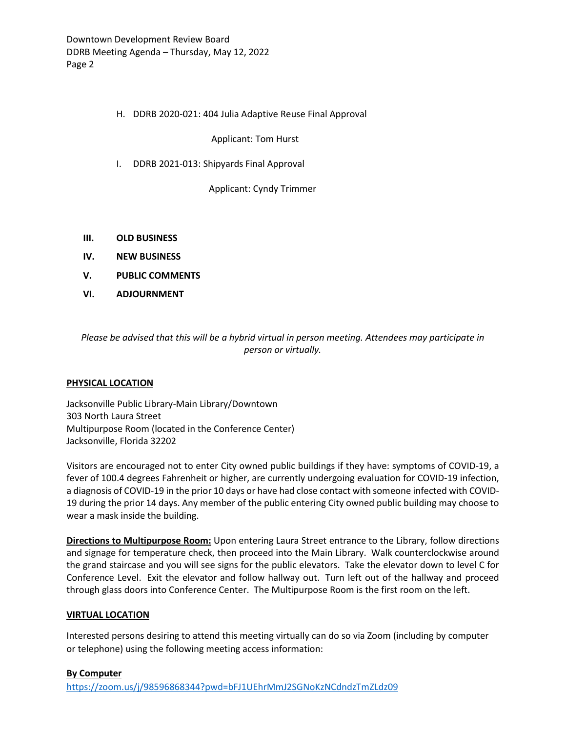H. DDRB 2020-021: 404 Julia Adaptive Reuse Final Approval

Applicant: Tom Hurst

I. DDRB 2021-013: Shipyards Final Approval

Applicant: Cyndy Trimmer

**III. OLD BUSINESS**

**IV. NEW BUSINESS**

**V. PUBLIC COMMENTS**

**VI. ADJOURNMENT**

*Please be advised that this will be a hybrid virtual in person meeting. Attendees may participate in person or virtually.*

**PHYSICAL LOCATION**

Jacksonville Public Library-Main Library/Downtown
303 North Laura Street
Multipurpose Room (located in the Conference Center)
Jacksonville, Florida 32202

Visitors are encouraged not to enter City owned public buildings if they have: symptoms of COVID-19, a fever of 100.4 degrees Fahrenheit or higher, are currently undergoing evaluation for COVID-19 infection, a diagnosis of COVID-19 in the prior 10 days or have had close contact with someone infected with COVID-19 during the prior 14 days. Any member of the public entering City owned public building may choose to wear a mask inside the building.

**Directions to Multipurpose Room:** Upon entering Laura Street entrance to the Library, follow directions and signage for temperature check, then proceed into the Main Library. Walk counterclockwise around the grand staircase and you will see signs for the public elevators. Take the elevator down to level C for Conference Level. Exit the elevator and follow hallway out. Turn left out of the hallway and proceed through glass doors into Conference Center. The Multipurpose Room is the first room on the left.

**VIRTUAL LOCATION**

Interested persons desiring to attend this meeting virtually can do so via Zoom (including by computer or telephone) using the following meeting access information:

**By Computer**

https://zoom.us/j/98596868344?pwd=bFJ1UEhrMmJ2SGNoKzNCdndzTmZLdz09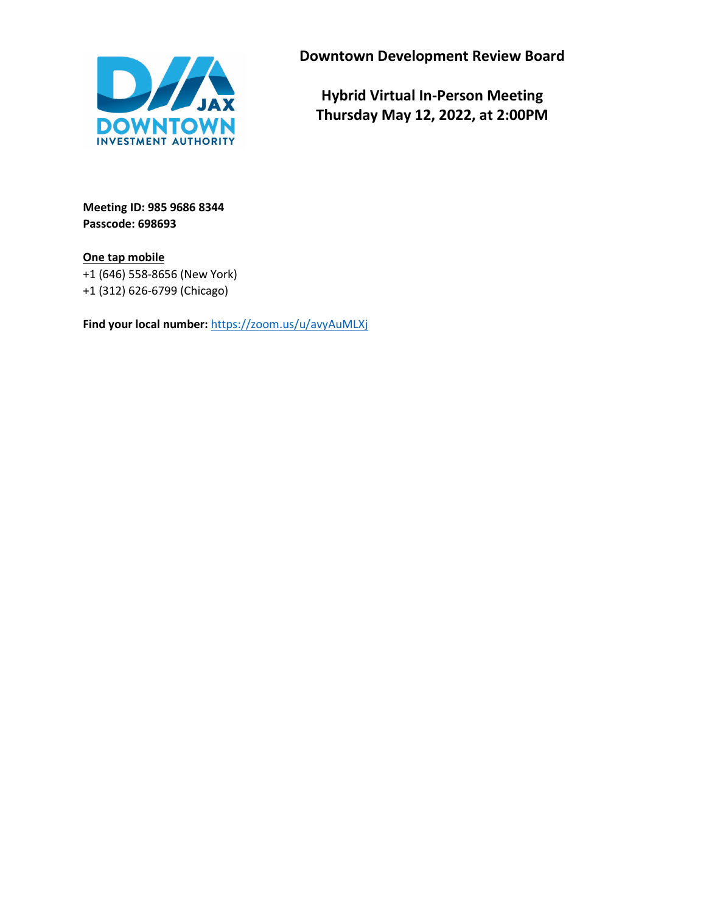**Downtown Development Review Board**

**Hybrid Virtual In-Person Meeting**
**Thursday May 12, 2022, at 2:00PM**

**Meeting ID: 985 9686 8344**
**Passcode: 698693**

**One tap mobile**
+1 (646) 558-8656 (New York)
+1 (312) 626-6799 (Chicago)

**Find your local number:** https://zoom.us/u/avyAuMLXj